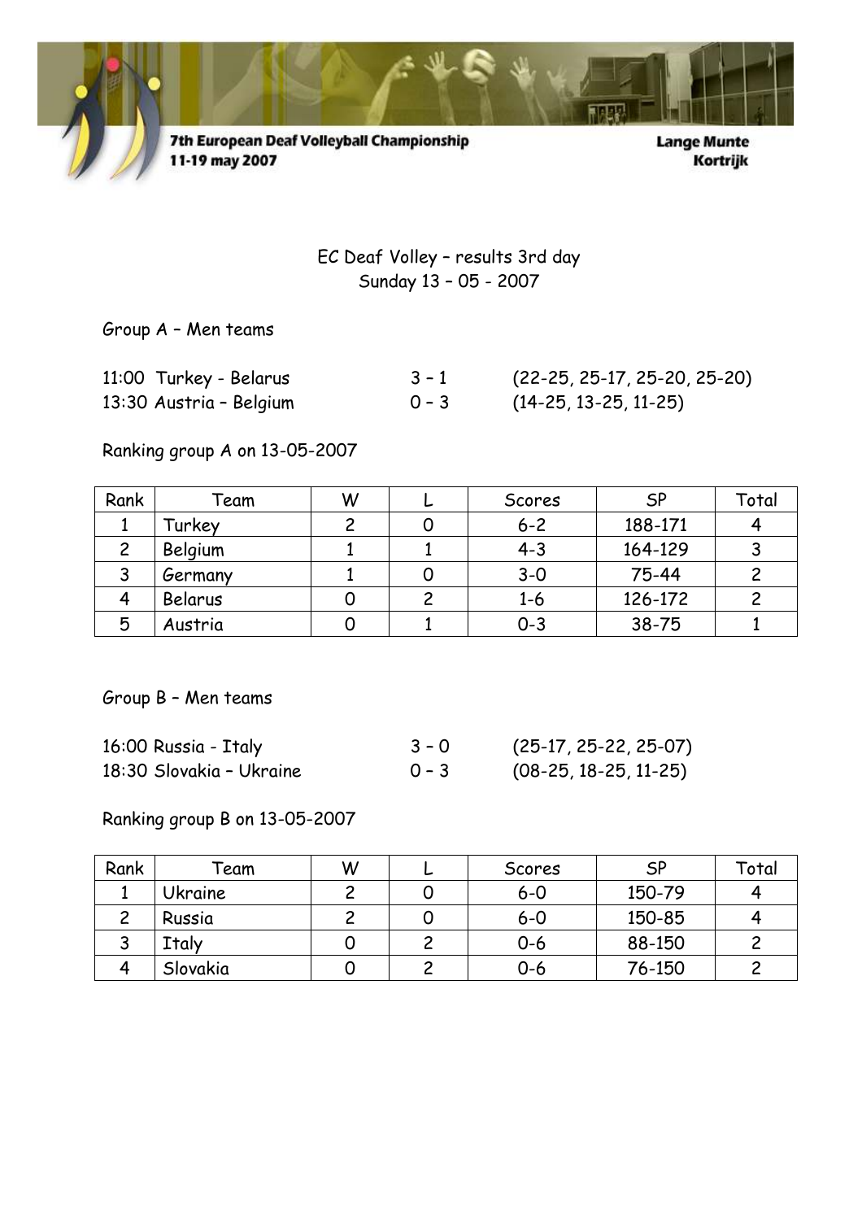7th European Deaf Volleyball Championship
11-19 may 2007

Lange Munte
Kortrijk

EC Deaf Volley – results 3rd day
Sunday 13 – 05 - 2007

Group A – Men teams

| | | |
|---|---|---|
| 11:00 Turkey - Belarus | 3 – 1 | (22-25, 25-17, 25-20, 25-20) |
| 13:30 Austria – Belgium | 0 – 3 | (14-25, 13-25, 11-25) |

Ranking group A on 13-05-2007

| Rank | Team | W | L | Scores | SP | Total |
|---|---|---|---|---|---|---|
| 1 | Turkey | 2 | 0 | 6-2 | 188-171 | 4 |
| 2 | Belgium | 1 | 1 | 4-3 | 164-129 | 3 |
| 3 | Germany | 1 | 0 | 3-0 | 75-44 | 2 |
| 4 | Belarus | 0 | 2 | 1-6 | 126-172 | 2 |
| 5 | Austria | 0 | 1 | 0-3 | 38-75 | 1 |

Group B – Men teams

| | | |
|---|---|---|
| 16:00 Russia - Italy | 3 – 0 | (25-17, 25-22, 25-07) |
| 18:30 Slovakia – Ukraine | 0 – 3 | (08-25, 18-25, 11-25) |

Ranking group B on 13-05-2007

| Rank | Team | W | L | Scores | SP | Total |
|---|---|---|---|---|---|---|
| 1 | Ukraine | 2 | 0 | 6-0 | 150-79 | 4 |
| 2 | Russia | 2 | 0 | 6-0 | 150-85 | 4 |
| 3 | Italy | 0 | 2 | 0-6 | 88-150 | 2 |
| 4 | Slovakia | 0 | 2 | 0-6 | 76-150 | 2 |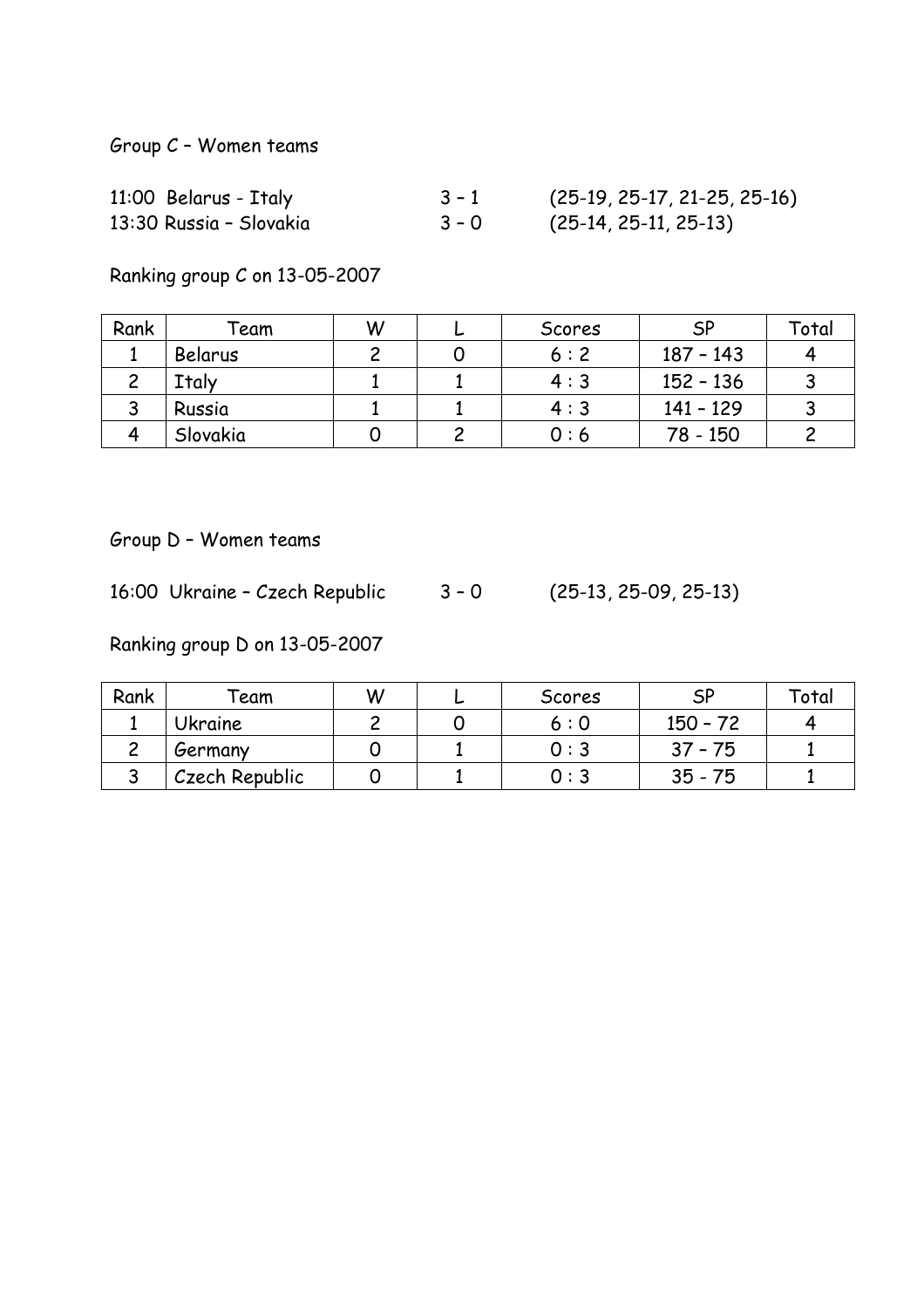Group C – Women teams

11:00 Belarus - Italy 3 – 1 (25-19, 25-17, 21-25, 25-16)
13:30 Russia – Slovakia 3 – 0 (25-14, 25-11, 25-13)

Ranking group C on 13-05-2007

| Rank | Team | W | L | Scores | SP | Total |
|---|---|---|---|---|---|---|
| 1 | Belarus | 2 | 0 | 6 : 2 | 187 – 143 | 4 |
| 2 | Italy | 1 | 1 | 4 : 3 | 152 – 136 | 3 |
| 3 | Russia | 1 | 1 | 4 : 3 | 141 – 129 | 3 |
| 4 | Slovakia | 0 | 2 | 0 : 6 | 78 - 150 | 2 |

Group D – Women teams

16:00 Ukraine – Czech Republic 3 – 0 (25-13, 25-09, 25-13)

Ranking group D on 13-05-2007

| Rank | Team | W | L | Scores | SP | Total |
|---|---|---|---|---|---|---|
| 1 | Ukraine | 2 | 0 | 6 : 0 | 150 – 72 | 4 |
| 2 | Germany | 0 | 1 | 0 : 3 | 37 – 75 | 1 |
| 3 | Czech Republic | 0 | 1 | 0 : 3 | 35 - 75 | 1 |